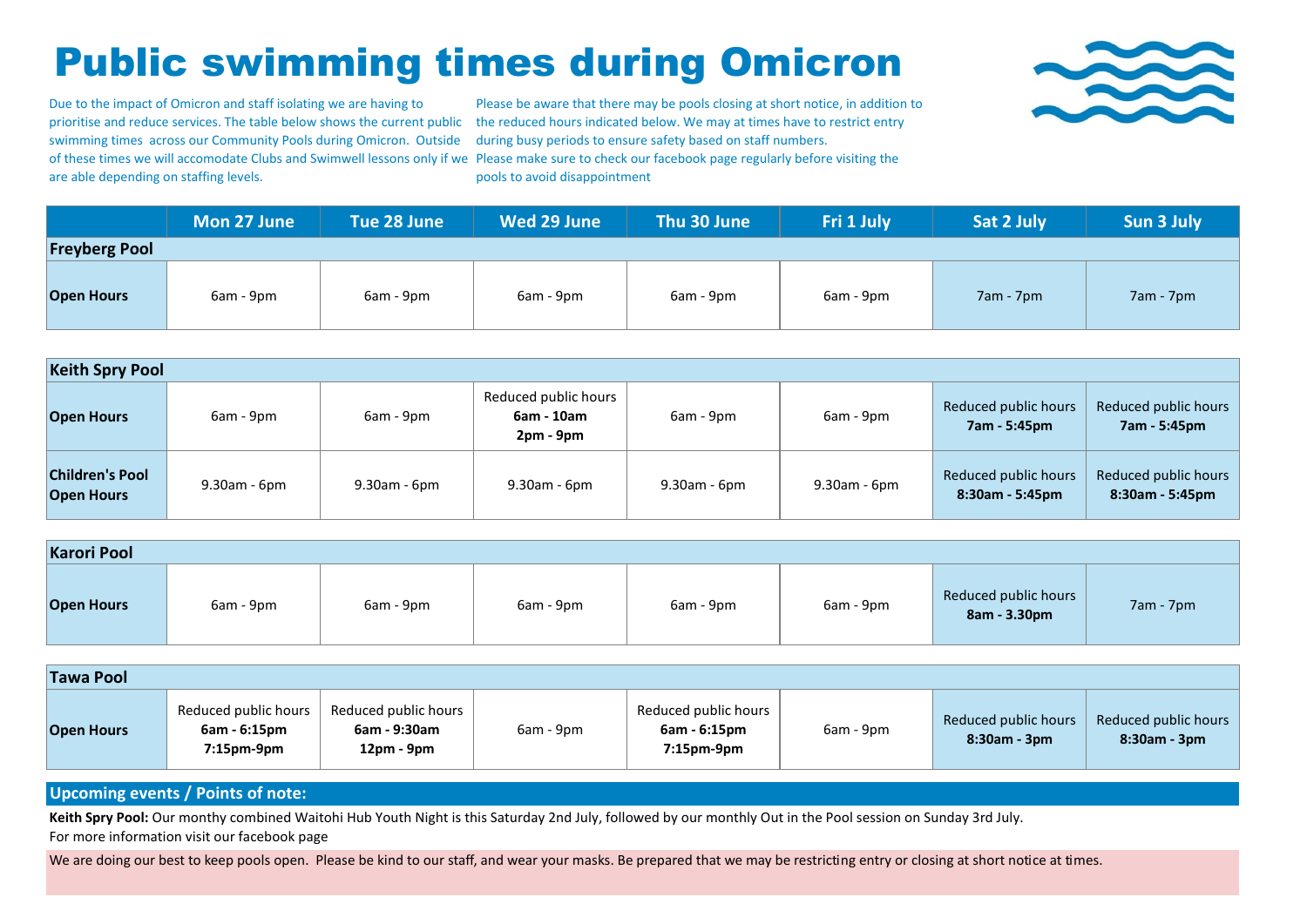# Public swimming times during Omicron

Due to the impact of Omicron and staff isolating we are having to prioritise and reduce services. The table below shows the current public swimming times across our Community Pools during Omicron. Outside of these times we will accomodate Clubs and Swimwell lessons only if we are able depending on staffing levels.

Please be aware that there may be pools closing at short notice, in addition to the reduced hours indicated below. We may at times have to restrict entry during busy periods to ensure safety based on staff numbers. Please make sure to check our facebook page regularly before visiting the pools to avoid disappointment

| | Mon 27 June | Tue 28 June | Wed 29 June | Thu 30 June | Fri 1 July | Sat 2 July | Sun 3 July |
|---|---|---|---|---|---|---|---|
| **Freyberg Pool** | | | | | | | |
| **Open Hours** | 6am - 9pm | 6am - 9pm | 6am - 9pm | 6am - 9pm | 6am - 9pm | 7am - 7pm | 7am - 7pm |
| **Keith Spry Pool** | | | | | | | |
| **Open Hours** | 6am - 9pm | 6am - 9pm | Reduced public hours **6am - 10am** **2pm - 9pm** | 6am - 9pm | 6am - 9pm | Reduced public hours **7am - 5:45pm** | Reduced public hours **7am - 5:45pm** |
| **Children's Pool Open Hours** | 9.30am - 6pm | 9.30am - 6pm | 9.30am - 6pm | 9.30am - 6pm | 9.30am - 6pm | Reduced public hours **8:30am - 5:45pm** | Reduced public hours **8:30am - 5:45pm** |
| **Karori Pool** | | | | | | | |
| **Open Hours** | 6am - 9pm | 6am - 9pm | 6am - 9pm | 6am - 9pm | 6am - 9pm | Reduced public hours **8am - 3.30pm** | 7am - 7pm |
| **Tawa Pool** | | | | | | | |
| **Open Hours** | Reduced public hours **6am - 6:15pm** **7:15pm-9pm** | Reduced public hours **6am - 9:30am** **12pm - 9pm** | 6am - 9pm | Reduced public hours **6am - 6:15pm** **7:15pm-9pm** | 6am - 9pm | Reduced public hours **8:30am - 3pm** | Reduced public hours **8:30am - 3pm** |

## Upcoming events / Points of note:

**Keith Spry Pool:** Our monthy combined Waitohi Hub Youth Night is this Saturday 2nd July, followed by our monthly Out in the Pool session on Sunday 3rd July.
For more information visit our facebook page

We are doing our best to keep pools open. Please be kind to our staff, and wear your masks. Be prepared that we may be restricting entry or closing at short notice at times.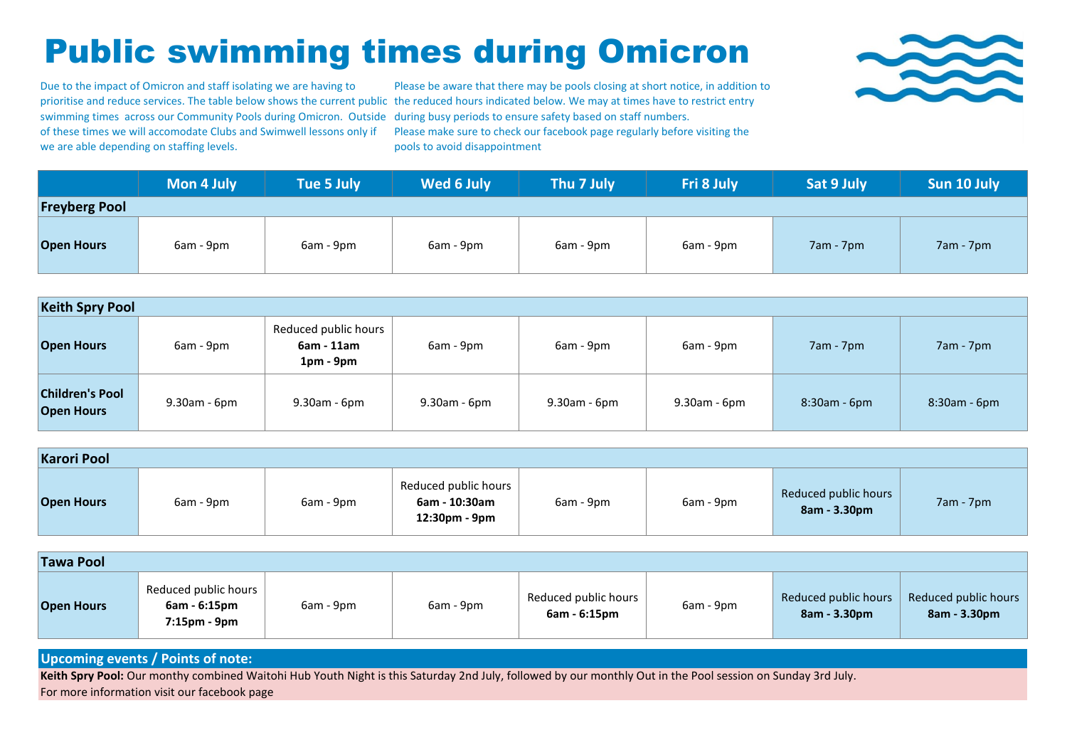# Public swimming times during Omicron

Due to the impact of Omicron and staff isolating we are having to prioritise and reduce services. The table below shows the current public swimming times across our Community Pools during Omicron. Outside of these times we will accomodate Clubs and Swimwell lessons only if we are able depending on staffing levels.

Please be aware that there may be pools closing at short notice, in addition to the reduced hours indicated below. We may at times have to restrict entry during busy periods to ensure safety based on staff numbers.
Please make sure to check our facebook page regularly before visiting the pools to avoid disappointment

| | Mon 4 July | Tue 5 July | Wed 6 July | Thu 7 July | Fri 8 July | Sat 9 July | Sun 10 July |
|---|---|---|---|---|---|---|---|
| **Freyberg Pool** | | | | | | | |
| **Open Hours** | 6am - 9pm | 6am - 9pm | 6am - 9pm | 6am - 9pm | 6am - 9pm | 7am - 7pm | 7am - 7pm |
| **Keith Spry Pool** | | | | | | | |
| **Open Hours** | 6am - 9pm | Reduced public hours **6am - 11am** **1pm - 9pm** | 6am - 9pm | 6am - 9pm | 6am - 9pm | 7am - 7pm | 7am - 7pm |
| **Children's Pool Open Hours** | 9.30am - 6pm | 9.30am - 6pm | 9.30am - 6pm | 9.30am - 6pm | 9.30am - 6pm | 8:30am - 6pm | 8:30am - 6pm |
| **Karori Pool** | | | | | | | |
| **Open Hours** | 6am - 9pm | 6am - 9pm | Reduced public hours **6am - 10:30am** **12:30pm - 9pm** | 6am - 9pm | 6am - 9pm | Reduced public hours **8am - 3.30pm** | 7am - 7pm |
| **Tawa Pool** | | | | | | | |
| **Open Hours** | Reduced public hours **6am - 6:15pm** **7:15pm - 9pm** | 6am - 9pm | 6am - 9pm | Reduced public hours **6am - 6:15pm** | 6am - 9pm | Reduced public hours **8am - 3.30pm** | Reduced public hours **8am - 3.30pm** |

## Upcoming events / Points of note:

**Keith Spry Pool:** Our monthy combined Waitohi Hub Youth Night is this Saturday 2nd July, followed by our monthly Out in the Pool session on Sunday 3rd July.
For more information visit our facebook page